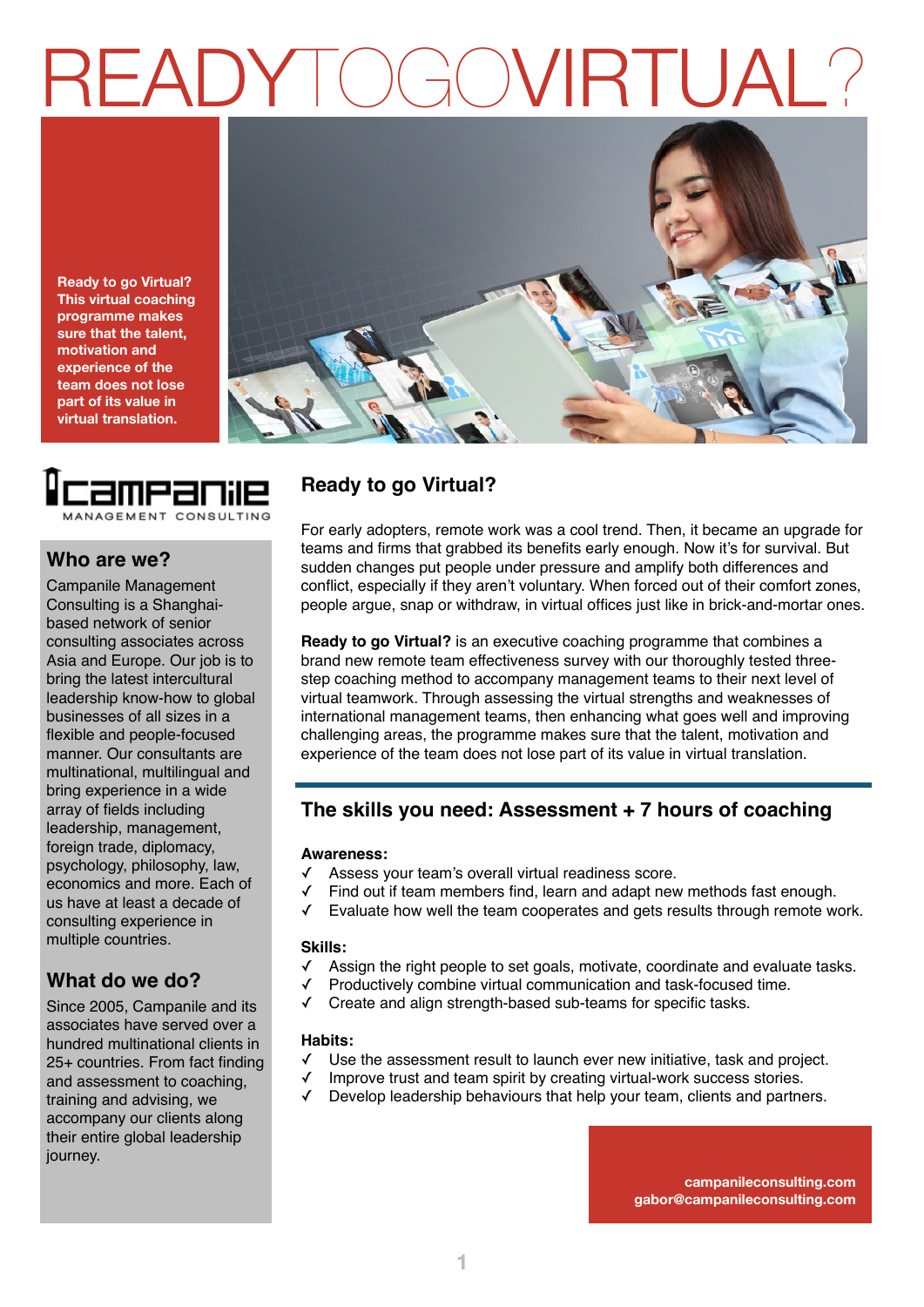# READYTOGOVIRTUAL?

**Ready to go Virtual? This virtual coaching programme makes sure that the talent, motivation and experience of the team does not lose part of its value in virtual translation.**

Campanile MANAGEMENT CONSULTING

## Who are we?

Campanile Management Consulting is a Shanghai-based network of senior consulting associates across Asia and Europe. Our job is to bring the latest intercultural leadership know-how to global businesses of all sizes in a flexible and people-focused manner. Our consultants are multinational, multilingual and bring experience in a wide array of fields including leadership, management, foreign trade, diplomacy, psychology, philosophy, law, economics and more. Each of us have at least a decade of consulting experience in multiple countries.

## What do we do?

Since 2005, Campanile and its associates have served over a hundred multinational clients in 25+ countries. From fact finding and assessment to coaching, training and advising, we accompany our clients along their entire global leadership journey.

## Ready to go Virtual?

For early adopters, remote work was a cool trend. Then, it became an upgrade for teams and firms that grabbed its benefits early enough. Now it's for survival. But sudden changes put people under pressure and amplify both differences and conflict, especially if they aren't voluntary. When forced out of their comfort zones, people argue, snap or withdraw, in virtual offices just like in brick-and-mortar ones.

**Ready to go Virtual?** is an executive coaching programme that combines a brand new remote team effectiveness survey with our thoroughly tested three-step coaching method to accompany management teams to their next level of virtual teamwork. Through assessing the virtual strengths and weaknesses of international management teams, then enhancing what goes well and improving challenging areas, the programme makes sure that the talent, motivation and experience of the team does not lose part of its value in virtual translation.

## The skills you need: Assessment + 7 hours of coaching

**Awareness:**

- ✓ Assess your team's overall virtual readiness score.
- ✓ Find out if team members find, learn and adapt new methods fast enough.
- ✓ Evaluate how well the team cooperates and gets results through remote work.

**Skills:**

- ✓ Assign the right people to set goals, motivate, coordinate and evaluate tasks.
- ✓ Productively combine virtual communication and task-focused time.
- ✓ Create and align strength-based sub-teams for specific tasks.

**Habits:**

- ✓ Use the assessment result to launch ever new initiative, task and project.
- ✓ Improve trust and team spirit by creating virtual-work success stories.
- ✓ Develop leadership behaviours that help your team, clients and partners.

**campanileconsulting.com**
**gabor@campanileconsulting.com**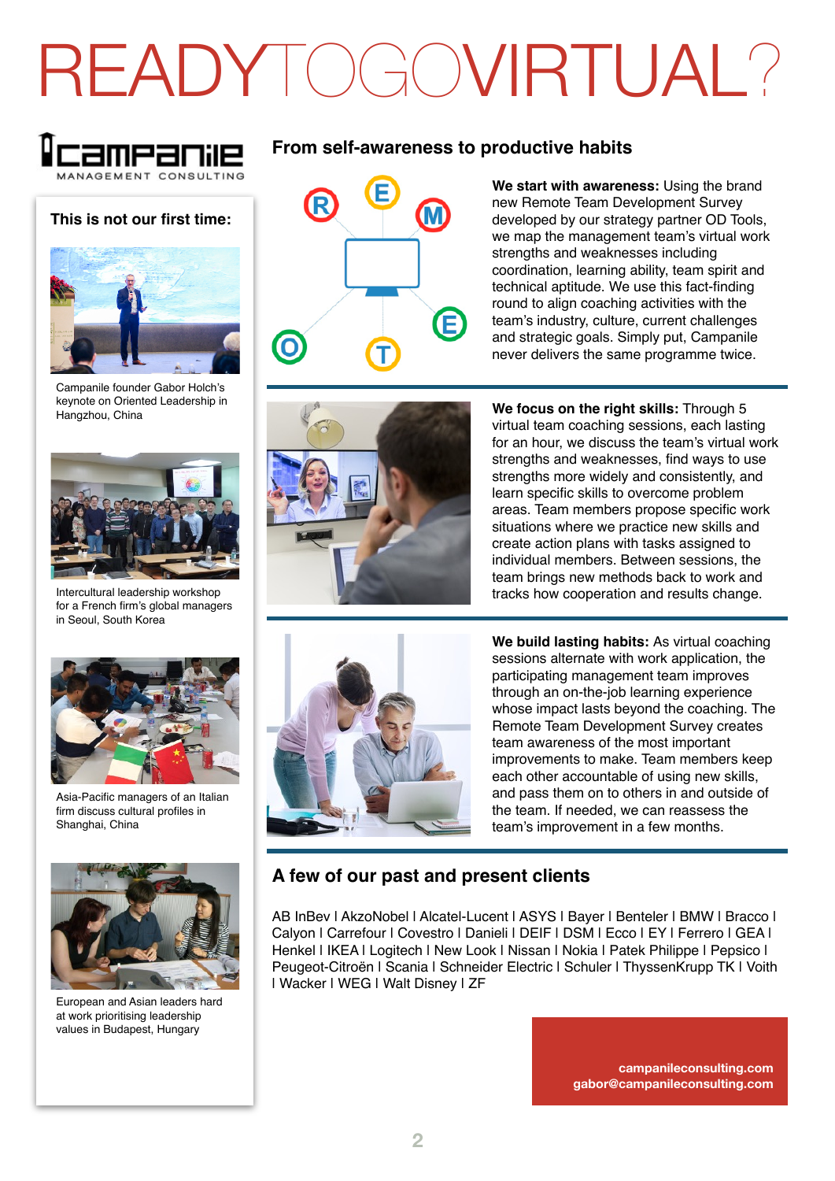# READYTOGOVIRTUAL?

Campanile MANAGEMENT CONSULTING

## This is not our first time:

Campanile founder Gabor Holch's keynote on Oriented Leadership in Hangzhou, China

Intercultural leadership workshop for a French firm's global managers in Seoul, South Korea

Asia-Pacific managers of an Italian firm discuss cultural profiles in Shanghai, China

European and Asian leaders hard at work prioritising leadership values in Budapest, Hungary

## From self-awareness to productive habits

**We start with awareness:** Using the brand new Remote Team Development Survey developed by our strategy partner OD Tools, we map the management team's virtual work strengths and weaknesses including coordination, learning ability, team spirit and technical aptitude. We use this fact-finding round to align coaching activities with the team's industry, culture, current challenges and strategic goals. Simply put, Campanile never delivers the same programme twice.

**We focus on the right skills:** Through 5 virtual team coaching sessions, each lasting for an hour, we discuss the team's virtual work strengths and weaknesses, find ways to use strengths more widely and consistently, and learn specific skills to overcome problem areas. Team members propose specific work situations where we practice new skills and create action plans with tasks assigned to individual members. Between sessions, the team brings new methods back to work and tracks how cooperation and results change.

**We build lasting habits:** As virtual coaching sessions alternate with work application, the participating management team improves through an on-the-job learning experience whose impact lasts beyond the coaching. The Remote Team Development Survey creates team awareness of the most important improvements to make. Team members keep each other accountable of using new skills, and pass them on to others in and outside of the team. If needed, we can reassess the team's improvement in a few months.

## A few of our past and present clients

AB InBev | AkzoNobel | Alcatel-Lucent | ASYS | Bayer | Benteler | BMW | Bracco | Calyon | Carrefour | Covestro | Danieli | DEIF | DSM | Ecco | EY | Ferrero | GEA | Henkel | IKEA | Logitech | New Look | Nissan | Nokia | Patek Philippe | Pepsico | Peugeot-Citroën | Scania | Schneider Electric | Schuler | ThyssenKrupp TK | Voith | Wacker | WEG | Walt Disney | ZF

**campanileconsulting.com**
**gabor@campanileconsulting.com**